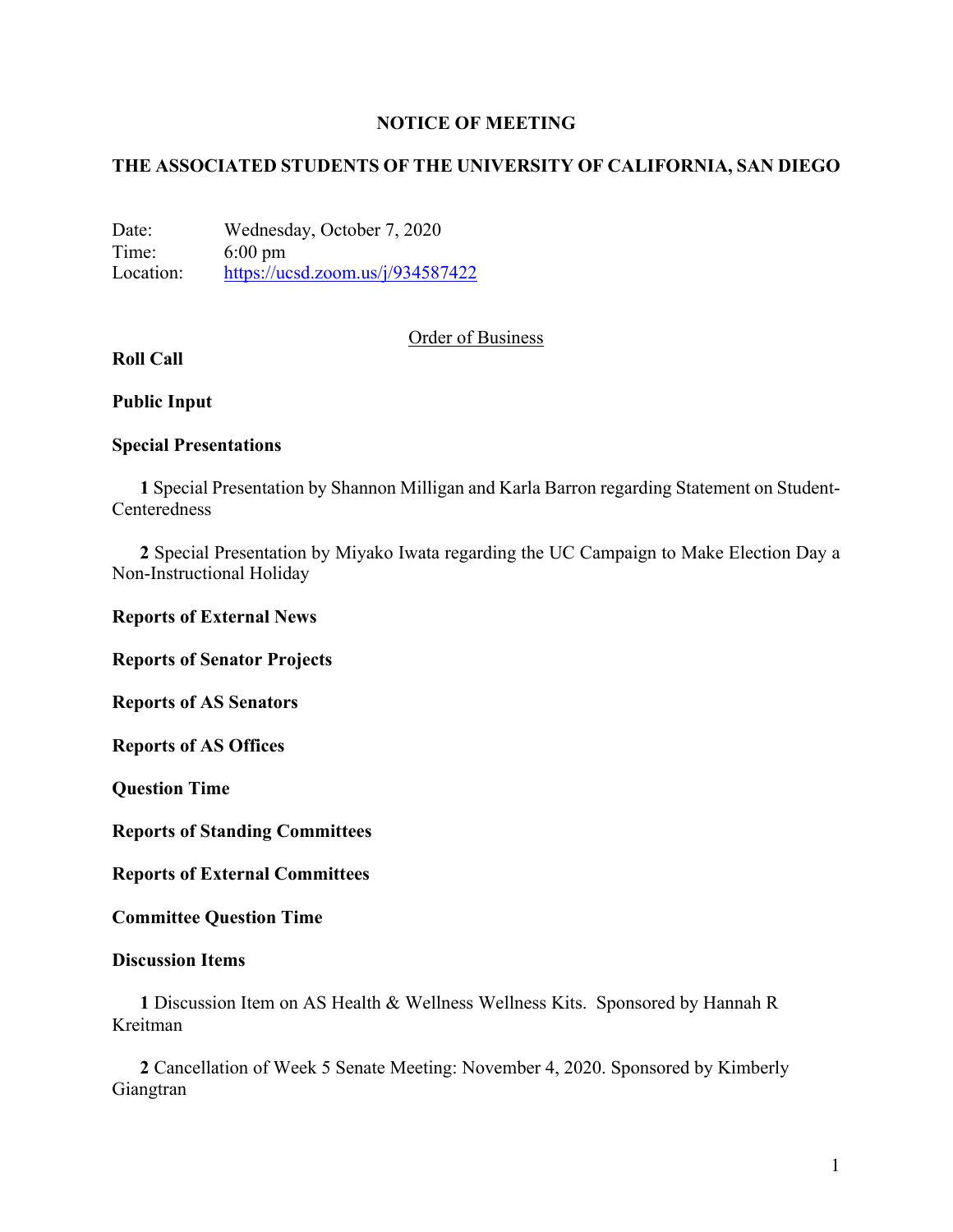# NOTICE OF MEETING

## THE ASSOCIATED STUDENTS OF THE UNIVERSITY OF CALIFORNIA, SAN DIEGO

Date: Wednesday, October 7, 2020
Time: 6:00 pm
Location: https://ucsd.zoom.us/j/934587422

Order of Business

**Roll Call**

**Public Input**

**Special Presentations**

**1** Special Presentation by Shannon Milligan and Karla Barron regarding Statement on Student-Centeredness

**2** Special Presentation by Miyako Iwata regarding the UC Campaign to Make Election Day a Non-Instructional Holiday

**Reports of External News**

**Reports of Senator Projects**

**Reports of AS Senators**

**Reports of AS Offices**

**Question Time**

**Reports of Standing Committees**

**Reports of External Committees**

**Committee Question Time**

**Discussion Items**

**1** Discussion Item on AS Health & Wellness Wellness Kits. Sponsored by Hannah R Kreitman

**2** Cancellation of Week 5 Senate Meeting: November 4, 2020. Sponsored by Kimberly Giangtran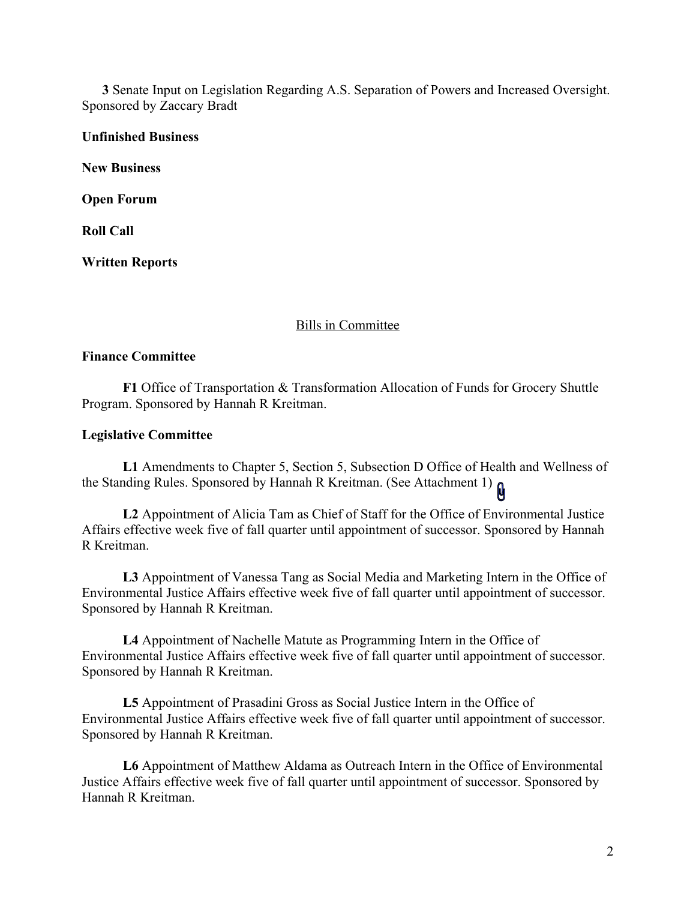**3** Senate Input on Legislation Regarding A.S. Separation of Powers and Increased Oversight. Sponsored by Zaccary Bradt

**Unfinished Business**

**New Business**

**Open Forum**

**Roll Call**

**Written Reports**

## Bills in Committee

**Finance Committee**

**F1** Office of Transportation & Transformation Allocation of Funds for Grocery Shuttle Program. Sponsored by Hannah R Kreitman.

**Legislative Committee**

**L1** Amendments to Chapter 5, Section 5, Subsection D Office of Health and Wellness of the Standing Rules. Sponsored by Hannah R Kreitman. (See Attachment 1)

**L2** Appointment of Alicia Tam as Chief of Staff for the Office of Environmental Justice Affairs effective week five of fall quarter until appointment of successor. Sponsored by Hannah R Kreitman.

**L3** Appointment of Vanessa Tang as Social Media and Marketing Intern in the Office of Environmental Justice Affairs effective week five of fall quarter until appointment of successor. Sponsored by Hannah R Kreitman.

**L4** Appointment of Nachelle Matute as Programming Intern in the Office of Environmental Justice Affairs effective week five of fall quarter until appointment of successor. Sponsored by Hannah R Kreitman.

**L5** Appointment of Prasadini Gross as Social Justice Intern in the Office of Environmental Justice Affairs effective week five of fall quarter until appointment of successor. Sponsored by Hannah R Kreitman.

**L6** Appointment of Matthew Aldama as Outreach Intern in the Office of Environmental Justice Affairs effective week five of fall quarter until appointment of successor. Sponsored by Hannah R Kreitman.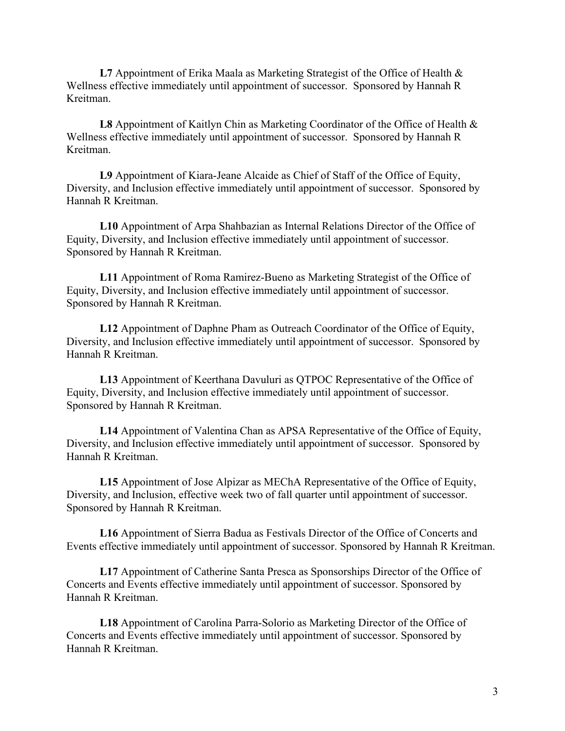**L7** Appointment of Erika Maala as Marketing Strategist of the Office of Health & Wellness effective immediately until appointment of successor.  Sponsored by Hannah R Kreitman.

**L8** Appointment of Kaitlyn Chin as Marketing Coordinator of the Office of Health & Wellness effective immediately until appointment of successor.  Sponsored by Hannah R Kreitman.

**L9** Appointment of Kiara-Jeane Alcaide as Chief of Staff of the Office of Equity, Diversity, and Inclusion effective immediately until appointment of successor.  Sponsored by Hannah R Kreitman.

**L10** Appointment of Arpa Shahbazian as Internal Relations Director of the Office of Equity, Diversity, and Inclusion effective immediately until appointment of successor. Sponsored by Hannah R Kreitman.

**L11** Appointment of Roma Ramirez-Bueno as Marketing Strategist of the Office of Equity, Diversity, and Inclusion effective immediately until appointment of successor. Sponsored by Hannah R Kreitman.

**L12** Appointment of Daphne Pham as Outreach Coordinator of the Office of Equity, Diversity, and Inclusion effective immediately until appointment of successor.  Sponsored by Hannah R Kreitman.

**L13** Appointment of Keerthana Davuluri as QTPOC Representative of the Office of Equity, Diversity, and Inclusion effective immediately until appointment of successor. Sponsored by Hannah R Kreitman.

**L14** Appointment of Valentina Chan as APSA Representative of the Office of Equity, Diversity, and Inclusion effective immediately until appointment of successor.  Sponsored by Hannah R Kreitman.

**L15** Appointment of Jose Alpizar as MEChA Representative of the Office of Equity, Diversity, and Inclusion, effective week two of fall quarter until appointment of successor. Sponsored by Hannah R Kreitman.

**L16** Appointment of Sierra Badua as Festivals Director of the Office of Concerts and Events effective immediately until appointment of successor. Sponsored by Hannah R Kreitman.

**L17** Appointment of Catherine Santa Presca as Sponsorships Director of the Office of Concerts and Events effective immediately until appointment of successor. Sponsored by Hannah R Kreitman.

**L18** Appointment of Carolina Parra-Solorio as Marketing Director of the Office of Concerts and Events effective immediately until appointment of successor. Sponsored by Hannah R Kreitman.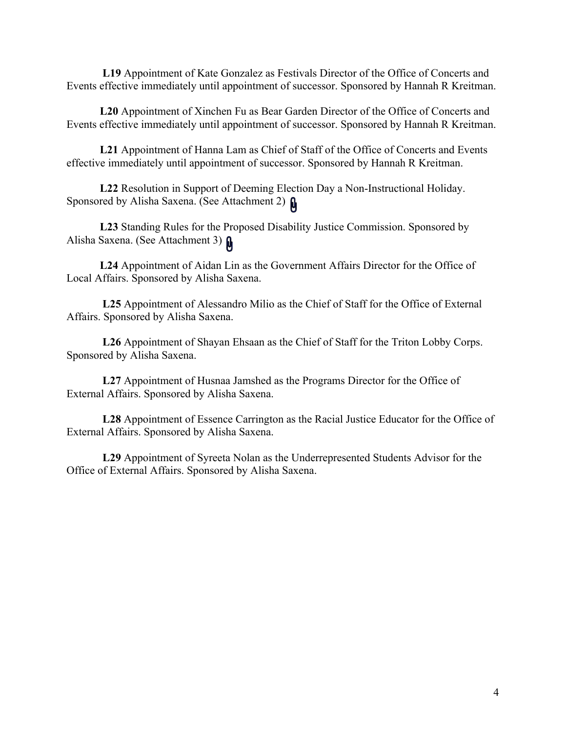**L19** Appointment of Kate Gonzalez as Festivals Director of the Office of Concerts and Events effective immediately until appointment of successor. Sponsored by Hannah R Kreitman.

**L20** Appointment of Xinchen Fu as Bear Garden Director of the Office of Concerts and Events effective immediately until appointment of successor. Sponsored by Hannah R Kreitman.

**L21** Appointment of Hanna Lam as Chief of Staff of the Office of Concerts and Events effective immediately until appointment of successor. Sponsored by Hannah R Kreitman.

**L22** Resolution in Support of Deeming Election Day a Non-Instructional Holiday. Sponsored by Alisha Saxena. (See Attachment 2)

**L23** Standing Rules for the Proposed Disability Justice Commission. Sponsored by Alisha Saxena. (See Attachment 3)

**L24** Appointment of Aidan Lin as the Government Affairs Director for the Office of Local Affairs. Sponsored by Alisha Saxena.

**L25** Appointment of Alessandro Milio as the Chief of Staff for the Office of External Affairs. Sponsored by Alisha Saxena.

**L26** Appointment of Shayan Ehsaan as the Chief of Staff for the Triton Lobby Corps. Sponsored by Alisha Saxena.

**L27** Appointment of Husnaa Jamshed as the Programs Director for the Office of External Affairs. Sponsored by Alisha Saxena.

**L28** Appointment of Essence Carrington as the Racial Justice Educator for the Office of External Affairs. Sponsored by Alisha Saxena.

**L29** Appointment of Syreeta Nolan as the Underrepresented Students Advisor for the Office of External Affairs. Sponsored by Alisha Saxena.